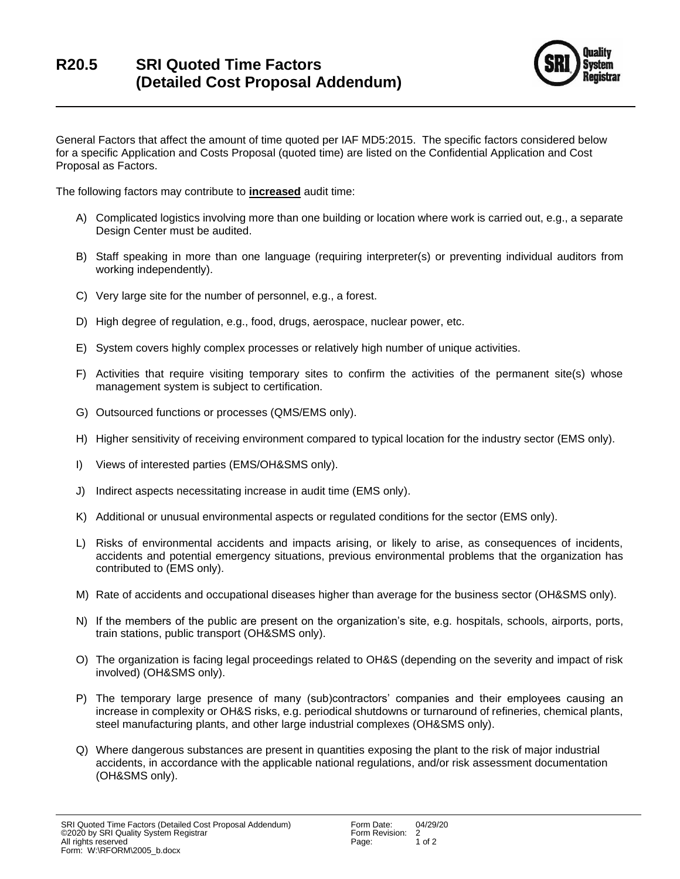# R20.5 SRI Quoted Time Factors (Detailed Cost Proposal Addendum)

General Factors that affect the amount of time quoted per IAF MD5:2015. The specific factors considered below for a specific Application and Costs Proposal (quoted time) are listed on the Confidential Application and Cost Proposal as Factors.

The following factors may contribute to **increased** audit time:

A) Complicated logistics involving more than one building or location where work is carried out, e.g., a separate Design Center must be audited.

B) Staff speaking in more than one language (requiring interpreter(s) or preventing individual auditors from working independently).

C) Very large site for the number of personnel, e.g., a forest.

D) High degree of regulation, e.g., food, drugs, aerospace, nuclear power, etc.

E) System covers highly complex processes or relatively high number of unique activities.

F) Activities that require visiting temporary sites to confirm the activities of the permanent site(s) whose management system is subject to certification.

G) Outsourced functions or processes (QMS/EMS only).

H) Higher sensitivity of receiving environment compared to typical location for the industry sector (EMS only).

I) Views of interested parties (EMS/OH&SMS only).

J) Indirect aspects necessitating increase in audit time (EMS only).

K) Additional or unusual environmental aspects or regulated conditions for the sector (EMS only).

L) Risks of environmental accidents and impacts arising, or likely to arise, as consequences of incidents, accidents and potential emergency situations, previous environmental problems that the organization has contributed to (EMS only).

M) Rate of accidents and occupational diseases higher than average for the business sector (OH&SMS only).

N) If the members of the public are present on the organization's site, e.g. hospitals, schools, airports, ports, train stations, public transport (OH&SMS only).

O) The organization is facing legal proceedings related to OH&S (depending on the severity and impact of risk involved) (OH&SMS only).

P) The temporary large presence of many (sub)contractors' companies and their employees causing an increase in complexity or OH&S risks, e.g. periodical shutdowns or turnaround of refineries, chemical plants, steel manufacturing plants, and other large industrial complexes (OH&SMS only).

Q) Where dangerous substances are present in quantities exposing the plant to the risk of major industrial accidents, in accordance with the applicable national regulations, and/or risk assessment documentation (OH&SMS only).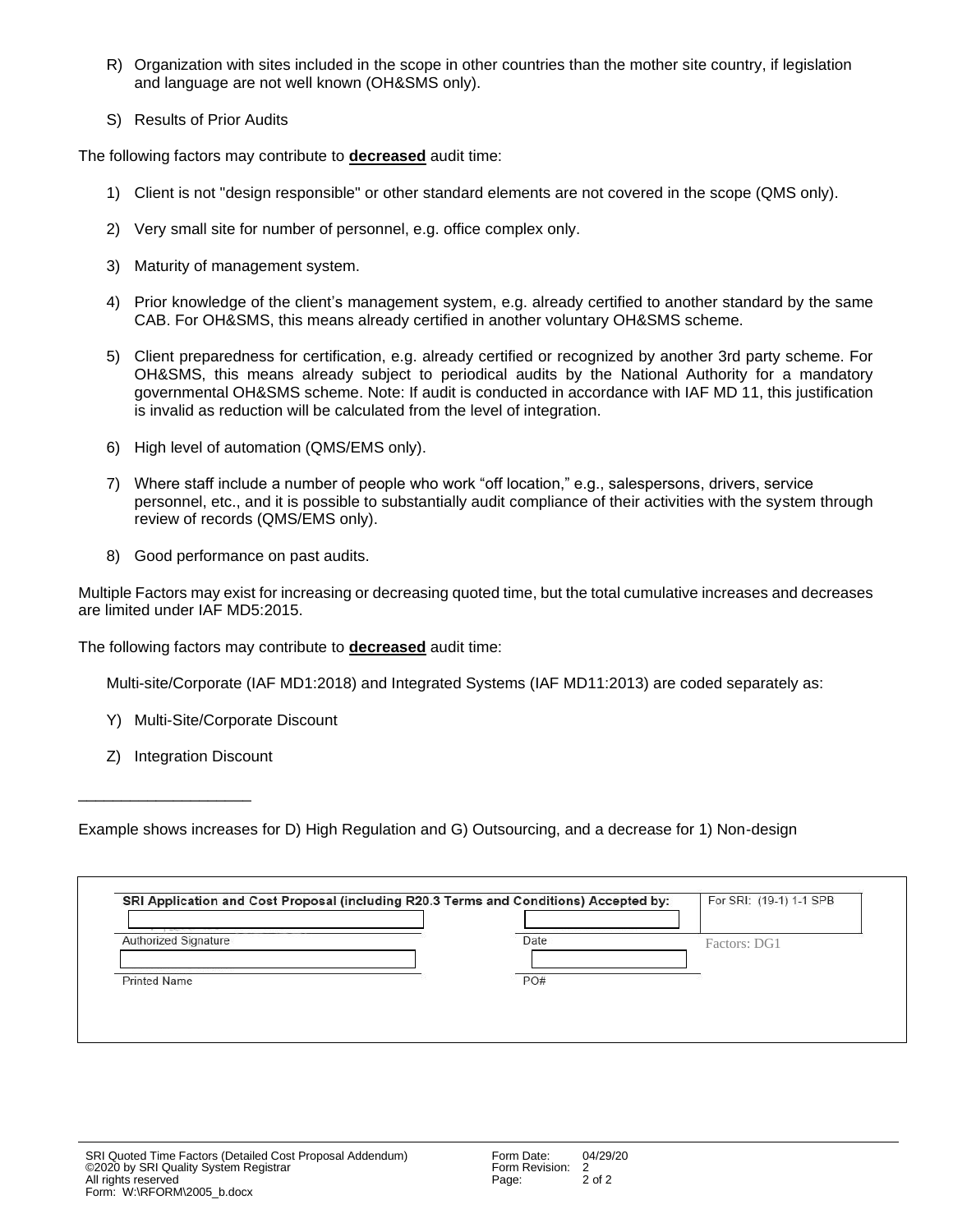R) Organization with sites included in the scope in other countries than the mother site country, if legislation and language are not well known (OH&SMS only).

S) Results of Prior Audits

The following factors may contribute to **decreased** audit time:

1) Client is not "design responsible" or other standard elements are not covered in the scope (QMS only).

2) Very small site for number of personnel, e.g. office complex only.

3) Maturity of management system.

4) Prior knowledge of the client's management system, e.g. already certified to another standard by the same CAB. For OH&SMS, this means already certified in another voluntary OH&SMS scheme.

5) Client preparedness for certification, e.g. already certified or recognized by another 3rd party scheme. For OH&SMS, this means already subject to periodical audits by the National Authority for a mandatory governmental OH&SMS scheme. Note: If audit is conducted in accordance with IAF MD 11, this justification is invalid as reduction will be calculated from the level of integration.

6) High level of automation (QMS/EMS only).

7) Where staff include a number of people who work "off location," e.g., salespersons, drivers, service personnel, etc., and it is possible to substantially audit compliance of their activities with the system through review of records (QMS/EMS only).

8) Good performance on past audits.

Multiple Factors may exist for increasing or decreasing quoted time, but the total cumulative increases and decreases are limited under IAF MD5:2015.

The following factors may contribute to **decreased** audit time:

Multi-site/Corporate (IAF MD1:2018) and Integrated Systems (IAF MD11:2013) are coded separately as:

Y) Multi-Site/Corporate Discount

Z) Integration Discount

---

Example shows increases for D) High Regulation and G) Outsourcing, and a decrease for 1) Non-design

**SRI Application and Cost Proposal (including R20.3 Terms and Conditions) Accepted by:**

| | | |
|---|---|---|
| Authorized Signature | Date | For SRI: (19-1) 1-1 SPB |
| Printed Name | PO# | Factors: DG1 |